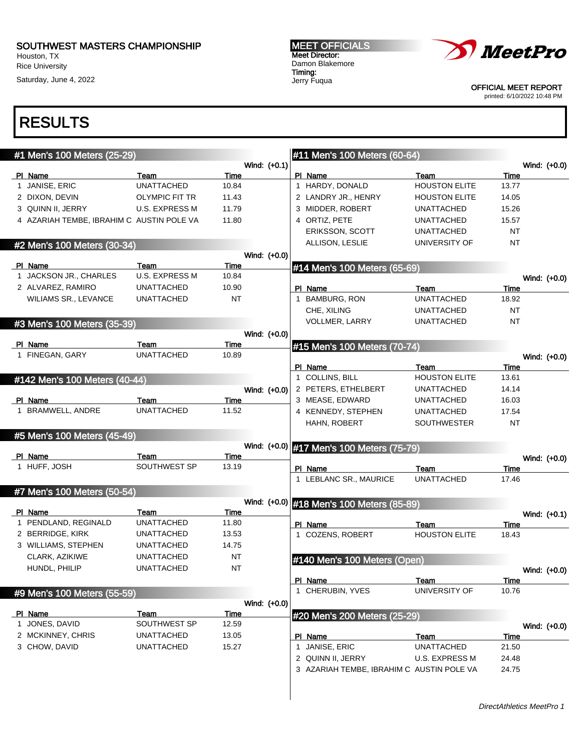SOUTHWEST MASTERS CHAMPIONSHIP
Houston, TX
Rice University
Saturday, June 4, 2022

**MEET OFFICIALS**
Meet Director:
Damon Blakemore
Timing:
Jerry Fuqua

OFFICIAL MEET REPORT
printed: 6/10/2022 10:48 PM

# RESULTS

## #1 Men's 100 Meters (25-29)

Wind: (+0.1)

| Pl | Name | Team | Time |
|---|---|---|---|
| 1 | JANISE, ERIC | UNATTACHED | 10.84 |
| 2 | DIXON, DEVIN | OLYMPIC FIT TR | 11.43 |
| 3 | QUINN II, JERRY | U.S. EXPRESS M | 11.79 |
| 4 | AZARIAH TEMBE, IBRAHIM C | AUSTIN POLE VA | 11.80 |

## #2 Men's 100 Meters (30-34)

Wind: (+0.0)

| Pl | Name | Team | Time |
|---|---|---|---|
| 1 | JACKSON JR., CHARLES | U.S. EXPRESS M | 10.84 |
| 2 | ALVAREZ, RAMIRO | UNATTACHED | 10.90 |
| | WILIAMS SR., LEVANCE | UNATTACHED | NT |

## #3 Men's 100 Meters (35-39)

Wind: (+0.0)

| Pl | Name | Team | Time |
|---|---|---|---|
| 1 | FINEGAN, GARY | UNATTACHED | 10.89 |

## #142 Men's 100 Meters (40-44)

Wind: (+0.0)

| Pl | Name | Team | Time |
|---|---|---|---|
| 1 | BRAMWELL, ANDRE | UNATTACHED | 11.52 |

## #5 Men's 100 Meters (45-49)

Wind: (+0.0)

| Pl | Name | Team | Time |
|---|---|---|---|
| 1 | HUFF, JOSH | SOUTHWEST SP | 13.19 |

## #7 Men's 100 Meters (50-54)

Wind: (+0.0)

| Pl | Name | Team | Time |
|---|---|---|---|
| 1 | PENDLAND, REGINALD | UNATTACHED | 11.80 |
| 2 | BERRIDGE, KIRK | UNATTACHED | 13.53 |
| 3 | WILLIAMS, STEPHEN | UNATTACHED | 14.75 |
| | CLARK, AZIKIWE | UNATTACHED | NT |
| | HUNDL, PHILIP | UNATTACHED | NT |

## #9 Men's 100 Meters (55-59)

Wind: (+0.0)

| Pl | Name | Team | Time |
|---|---|---|---|
| 1 | JONES, DAVID | SOUTHWEST SP | 12.59 |
| 2 | MCKINNEY, CHRIS | UNATTACHED | 13.05 |
| 3 | CHOW, DAVID | UNATTACHED | 15.27 |

## #11 Men's 100 Meters (60-64)

Wind: (+0.0)

| Pl | Name | Team | Time |
|---|---|---|---|
| 1 | HARDY, DONALD | HOUSTON ELITE | 13.77 |
| 2 | LANDRY JR., HENRY | HOUSTON ELITE | 14.05 |
| 3 | MIDDER, ROBERT | UNATTACHED | 15.26 |
| 4 | ORTIZ, PETE | UNATTACHED | 15.57 |
| | ERIKSSON, SCOTT | UNATTACHED | NT |
| | ALLISON, LESLIE | UNIVERSITY OF | NT |

## #14 Men's 100 Meters (65-69)

Wind: (+0.0)

| Pl | Name | Team | Time |
|---|---|---|---|
| 1 | BAMBURG, RON | UNATTACHED | 18.92 |
| | CHE, XILING | UNATTACHED | NT |
| | VOLLMER, LARRY | UNATTACHED | NT |

## #15 Men's 100 Meters (70-74)

Wind: (+0.0)

| Pl | Name | Team | Time |
|---|---|---|---|
| 1 | COLLINS, BILL | HOUSTON ELITE | 13.61 |
| 2 | PETERS, ETHELBERT | UNATTACHED | 14.14 |
| 3 | MEASE, EDWARD | UNATTACHED | 16.03 |
| 4 | KENNEDY, STEPHEN | UNATTACHED | 17.54 |
| | HAHN, ROBERT | SOUTHWESTER | NT |

## #17 Men's 100 Meters (75-79)

Wind: (+0.0)

| Pl | Name | Team | Time |
|---|---|---|---|
| 1 | LEBLANC SR., MAURICE | UNATTACHED | 17.46 |

## #18 Men's 100 Meters (85-89)

Wind: (+0.1)

| Pl | Name | Team | Time |
|---|---|---|---|
| 1 | COZENS, ROBERT | HOUSTON ELITE | 18.43 |

## #140 Men's 100 Meters (Open)

Wind: (+0.0)

| Pl | Name | Team | Time |
|---|---|---|---|
| 1 | CHERUBIN, YVES | UNIVERSITY OF | 10.76 |

## #20 Men's 200 Meters (25-29)

Wind: (+0.0)

| Pl | Name | Team | Time |
|---|---|---|---|
| 1 | JANISE, ERIC | UNATTACHED | 21.50 |
| 2 | QUINN II, JERRY | U.S. EXPRESS M | 24.48 |
| 3 | AZARIAH TEMBE, IBRAHIM C | AUSTIN POLE VA | 24.75 |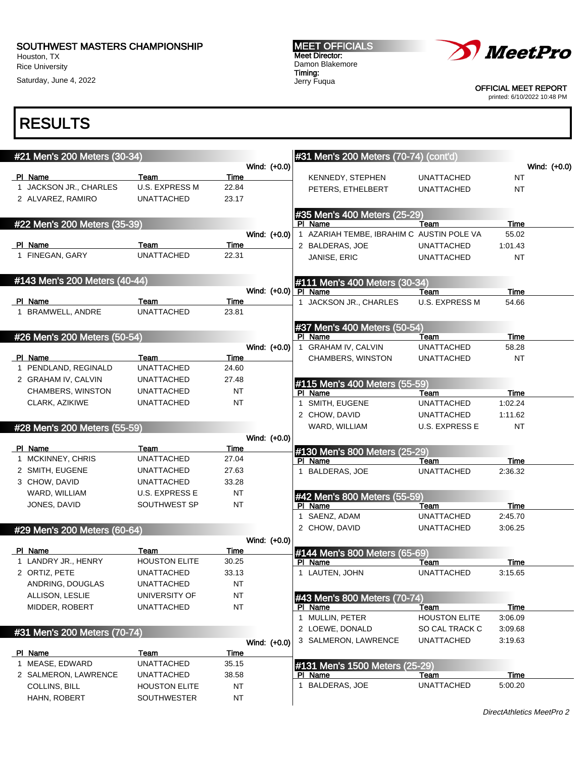SOUTHWEST MASTERS CHAMPIONSHIP
Houston, TX
Rice University
Saturday, June 4, 2022

MEET OFFICIALS
Meet Director:
Damon Blakemore
Timing:
Jerry Fuqua

OFFICIAL MEET REPORT
printed: 6/10/2022 10:48 PM

# RESULTS

## #21 Men's 200 Meters (30-34)

Wind: (+0.0)

| Pl | Name | Team | Time |
|---|---|---|---|
| 1 | JACKSON JR., CHARLES | U.S. EXPRESS M | 22.84 |
| 2 | ALVAREZ, RAMIRO | UNATTACHED | 23.17 |

## #22 Men's 200 Meters (35-39)

Wind: (+0.0)

| Pl | Name | Team | Time |
|---|---|---|---|
| 1 | FINEGAN, GARY | UNATTACHED | 22.31 |

## #143 Men's 200 Meters (40-44)

Wind: (+0.0)

| Pl | Name | Team | Time |
|---|---|---|---|
| 1 | BRAMWELL, ANDRE | UNATTACHED | 23.81 |

## #26 Men's 200 Meters (50-54)

Wind: (+0.0)

| Pl | Name | Team | Time |
|---|---|---|---|
| 1 | PENDLAND, REGINALD | UNATTACHED | 24.60 |
| 2 | GRAHAM IV, CALVIN | UNATTACHED | 27.48 |
| | CHAMBERS, WINSTON | UNATTACHED | NT |
| | CLARK, AZIKIWE | UNATTACHED | NT |

## #28 Men's 200 Meters (55-59)

Wind: (+0.0)

| Pl | Name | Team | Time |
|---|---|---|---|
| 1 | MCKINNEY, CHRIS | UNATTACHED | 27.04 |
| 2 | SMITH, EUGENE | UNATTACHED | 27.63 |
| 3 | CHOW, DAVID | UNATTACHED | 33.28 |
| | WARD, WILLIAM | U.S. EXPRESS E | NT |
| | JONES, DAVID | SOUTHWEST SP | NT |

## #29 Men's 200 Meters (60-64)

Wind: (+0.0)

| Pl | Name | Team | Time |
|---|---|---|---|
| 1 | LANDRY JR., HENRY | HOUSTON ELITE | 30.25 |
| 2 | ORTIZ, PETE | UNATTACHED | 33.13 |
| | ANDRING, DOUGLAS | UNATTACHED | NT |
| | ALLISON, LESLIE | UNIVERSITY OF | NT |
| | MIDDER, ROBERT | UNATTACHED | NT |

## #31 Men's 200 Meters (70-74)

Wind: (+0.0)

| Pl | Name | Team | Time |
|---|---|---|---|
| 1 | MEASE, EDWARD | UNATTACHED | 35.15 |
| 2 | SALMERON, LAWRENCE | UNATTACHED | 38.58 |
| | COLLINS, BILL | HOUSTON ELITE | NT |
| | HAHN, ROBERT | SOUTHWESTER | NT |
| | KENNEDY, STEPHEN | UNATTACHED | NT |
| | PETERS, ETHELBERT | UNATTACHED | NT |

## #35 Men's 400 Meters (25-29)

| Pl | Name | Team | Time |
|---|---|---|---|
| 1 | AZARIAH TEMBE, IBRAHIM C | AUSTIN POLE VA | 55.02 |
| 2 | BALDERAS, JOE | UNATTACHED | 1:01.43 |
| | JANISE, ERIC | UNATTACHED | NT |

## #111 Men's 400 Meters (30-34)

| Pl | Name | Team | Time |
|---|---|---|---|
| 1 | JACKSON JR., CHARLES | U.S. EXPRESS M | 54.66 |

## #37 Men's 400 Meters (50-54)

| Pl | Name | Team | Time |
|---|---|---|---|
| 1 | GRAHAM IV, CALVIN | UNATTACHED | 58.28 |
| | CHAMBERS, WINSTON | UNATTACHED | NT |

## #115 Men's 400 Meters (55-59)

| Pl | Name | Team | Time |
|---|---|---|---|
| 1 | SMITH, EUGENE | UNATTACHED | 1:02.24 |
| 2 | CHOW, DAVID | UNATTACHED | 1:11.62 |
| | WARD, WILLIAM | U.S. EXPRESS E | NT |

## #130 Men's 800 Meters (25-29)

| Pl | Name | Team | Time |
|---|---|---|---|
| 1 | BALDERAS, JOE | UNATTACHED | 2:36.32 |

## #42 Men's 800 Meters (55-59)

| Pl | Name | Team | Time |
|---|---|---|---|
| 1 | SAENZ, ADAM | UNATTACHED | 2:45.70 |
| 2 | CHOW, DAVID | UNATTACHED | 3:06.25 |

## #144 Men's 800 Meters (65-69)

| Pl | Name | Team | Time |
|---|---|---|---|
| 1 | LAUTEN, JOHN | UNATTACHED | 3:15.65 |

## #43 Men's 800 Meters (70-74)

| Pl | Name | Team | Time |
|---|---|---|---|
| 1 | MULLIN, PETER | HOUSTON ELITE | 3:06.09 |
| 2 | LOEWE, DONALD | SO CAL TRACK C | 3:09.68 |
| 3 | SALMERON, LAWRENCE | UNATTACHED | 3:19.63 |

## #131 Men's 1500 Meters (25-29)

| Pl | Name | Team | Time |
|---|---|---|---|
| 1 | BALDERAS, JOE | UNATTACHED | 5:00.20 |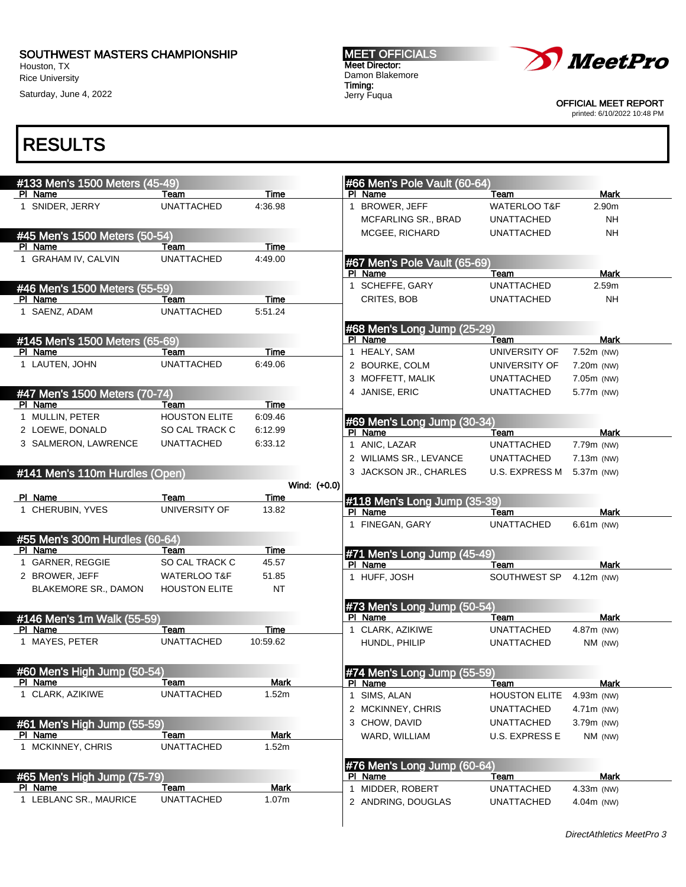SOUTHWEST MASTERS CHAMPIONSHIP
Houston, TX
Rice University
Saturday, June 4, 2022

MEET OFFICIALS
Meet Director:
Damon Blakemore
Timing:
Jerry Fuqua

OFFICIAL MEET REPORT
printed: 6/10/2022 10:48 PM

# RESULTS

## #133 Men's 1500 Meters (45-49)

| Pl | Name | Team | Time |
|---|---|---|---|
| 1 | SNIDER, JERRY | UNATTACHED | 4:36.98 |

## #45 Men's 1500 Meters (50-54)

| Pl | Name | Team | Time |
|---|---|---|---|
| 1 | GRAHAM IV, CALVIN | UNATTACHED | 4:49.00 |

## #46 Men's 1500 Meters (55-59)

| Pl | Name | Team | Time |
|---|---|---|---|
| 1 | SAENZ, ADAM | UNATTACHED | 5:51.24 |

## #145 Men's 1500 Meters (65-69)

| Pl | Name | Team | Time |
|---|---|---|---|
| 1 | LAUTEN, JOHN | UNATTACHED | 6:49.06 |

## #47 Men's 1500 Meters (70-74)

| Pl | Name | Team | Time |
|---|---|---|---|
| 1 | MULLIN, PETER | HOUSTON ELITE | 6:09.46 |
| 2 | LOEWE, DONALD | SO CAL TRACK C | 6:12.99 |
| 3 | SALMERON, LAWRENCE | UNATTACHED | 6:33.12 |

## #141 Men's 110m Hurdles (Open)

Wind: (+0.0)

| Pl | Name | Team | Time |
|---|---|---|---|
| 1 | CHERUBIN, YVES | UNIVERSITY OF | 13.82 |

## #55 Men's 300m Hurdles (60-64)

| Pl | Name | Team | Time |
|---|---|---|---|
| 1 | GARNER, REGGIE | SO CAL TRACK C | 45.57 |
| 2 | BROWER, JEFF | WATERLOO T&F | 51.85 |
| | BLAKEMORE SR., DAMON | HOUSTON ELITE | NT |

## #146 Men's 1m Walk (55-59)

| Pl | Name | Team | Time |
|---|---|---|---|
| 1 | MAYES, PETER | UNATTACHED | 10:59.62 |

## #60 Men's High Jump (50-54)

| Pl | Name | Team | Mark |
|---|---|---|---|
| 1 | CLARK, AZIKIWE | UNATTACHED | 1.52m |

## #61 Men's High Jump (55-59)

| Pl | Name | Team | Mark |
|---|---|---|---|
| 1 | MCKINNEY, CHRIS | UNATTACHED | 1.52m |

## #65 Men's High Jump (75-79)

| Pl | Name | Team | Mark |
|---|---|---|---|
| 1 | LEBLANC SR., MAURICE | UNATTACHED | 1.07m |

## #66 Men's Pole Vault (60-64)

| Pl | Name | Team | Mark |
|---|---|---|---|
| 1 | BROWER, JEFF | WATERLOO T&F | 2.90m |
| | MCFARLING SR., BRAD | UNATTACHED | NH |
| | MCGEE, RICHARD | UNATTACHED | NH |

## #67 Men's Pole Vault (65-69)

| Pl | Name | Team | Mark |
|---|---|---|---|
| 1 | SCHEFFE, GARY | UNATTACHED | 2.59m |
| | CRITES, BOB | UNATTACHED | NH |

## #68 Men's Long Jump (25-29)

| Pl | Name | Team | Mark |
|---|---|---|---|
| 1 | HEALY, SAM | UNIVERSITY OF | 7.52m (NW) |
| 2 | BOURKE, COLM | UNIVERSITY OF | 7.20m (NW) |
| 3 | MOFFETT, MALIK | UNATTACHED | 7.05m (NW) |
| 4 | JANISE, ERIC | UNATTACHED | 5.77m (NW) |

## #69 Men's Long Jump (30-34)

| Pl | Name | Team | Mark |
|---|---|---|---|
| 1 | ANIC, LAZAR | UNATTACHED | 7.79m (NW) |
| 2 | WILIAMS SR., LEVANCE | UNATTACHED | 7.13m (NW) |
| 3 | JACKSON JR., CHARLES | U.S. EXPRESS M | 5.37m (NW) |

## #118 Men's Long Jump (35-39)

| Pl | Name | Team | Mark |
|---|---|---|---|
| 1 | FINEGAN, GARY | UNATTACHED | 6.61m (NW) |

## #71 Men's Long Jump (45-49)

| Pl | Name | Team | Mark |
|---|---|---|---|
| 1 | HUFF, JOSH | SOUTHWEST SP | 4.12m (NW) |

## #73 Men's Long Jump (50-54)

| Pl | Name | Team | Mark |
|---|---|---|---|
| 1 | CLARK, AZIKIWE | UNATTACHED | 4.87m (NW) |
| | HUNDL, PHILIP | UNATTACHED | NM (NW) |

## #74 Men's Long Jump (55-59)

| Pl | Name | Team | Mark |
|---|---|---|---|
| 1 | SIMS, ALAN | HOUSTON ELITE | 4.93m (NW) |
| 2 | MCKINNEY, CHRIS | UNATTACHED | 4.71m (NW) |
| 3 | CHOW, DAVID | UNATTACHED | 3.79m (NW) |
| | WARD, WILLIAM | U.S. EXPRESS E | NM (NW) |

## #76 Men's Long Jump (60-64)

| Pl | Name | Team | Mark |
|---|---|---|---|
| 1 | MIDDER, ROBERT | UNATTACHED | 4.33m (NW) |
| 2 | ANDRING, DOUGLAS | UNATTACHED | 4.04m (NW) |

*DirectAthletics MeetPro 3*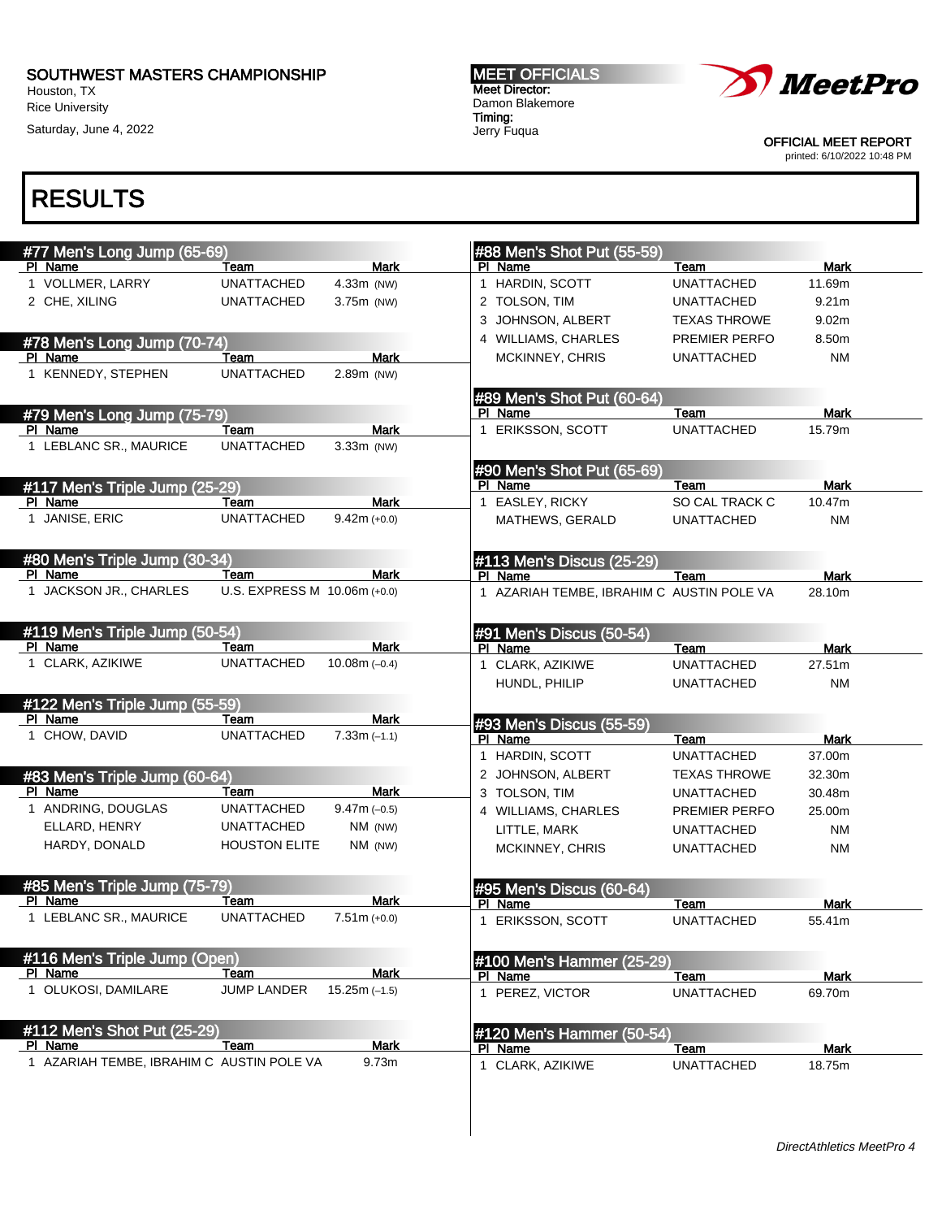SOUTHWEST MASTERS CHAMPIONSHIP
Houston, TX
Rice University
Saturday, June 4, 2022

MEET OFFICIALS
Meet Director:
Damon Blakemore
Timing:
Jerry Fuqua

OFFICIAL MEET REPORT
printed: 6/10/2022 10:48 PM

# RESULTS

### #77 Men's Long Jump (65-69)

| Pl | Name | Team | Mark |
|---|---|---|---|
| 1 | VOLLMER, LARRY | UNATTACHED | 4.33m (NW) |
| 2 | CHE, XILING | UNATTACHED | 3.75m (NW) |

### #78 Men's Long Jump (70-74)

| Pl | Name | Team | Mark |
|---|---|---|---|
| 1 | KENNEDY, STEPHEN | UNATTACHED | 2.89m (NW) |

### #79 Men's Long Jump (75-79)

| Pl | Name | Team | Mark |
|---|---|---|---|
| 1 | LEBLANC SR., MAURICE | UNATTACHED | 3.33m (NW) |

### #117 Men's Triple Jump (25-29)

| Pl | Name | Team | Mark |
|---|---|---|---|
| 1 | JANISE, ERIC | UNATTACHED | 9.42m (+0.0) |

### #80 Men's Triple Jump (30-34)

| Pl | Name | Team | Mark |
|---|---|---|---|
| 1 | JACKSON JR., CHARLES | U.S. EXPRESS M | 10.06m (+0.0) |

### #119 Men's Triple Jump (50-54)

| Pl | Name | Team | Mark |
|---|---|---|---|
| 1 | CLARK, AZIKIWE | UNATTACHED | 10.08m (–0.4) |

### #122 Men's Triple Jump (55-59)

| Pl | Name | Team | Mark |
|---|---|---|---|
| 1 | CHOW, DAVID | UNATTACHED | 7.33m (–1.1) |

### #83 Men's Triple Jump (60-64)

| Pl | Name | Team | Mark |
|---|---|---|---|
| 1 | ANDRING, DOUGLAS | UNATTACHED | 9.47m (–0.5) |
| | ELLARD, HENRY | UNATTACHED | NM (NW) |
| | HARDY, DONALD | HOUSTON ELITE | NM (NW) |

### #85 Men's Triple Jump (75-79)

| Pl | Name | Team | Mark |
|---|---|---|---|
| 1 | LEBLANC SR., MAURICE | UNATTACHED | 7.51m (+0.0) |

### #116 Men's Triple Jump (Open)

| Pl | Name | Team | Mark |
|---|---|---|---|
| 1 | OLUKOSI, DAMILARE | JUMP LANDER | 15.25m (–1.5) |

### #112 Men's Shot Put (25-29)

| Pl | Name | Team | Mark |
|---|---|---|---|
| 1 | AZARIAH TEMBE, IBRAHIM C | AUSTIN POLE VA | 9.73m |

### #88 Men's Shot Put (55-59)

| Pl | Name | Team | Mark |
|---|---|---|---|
| 1 | HARDIN, SCOTT | UNATTACHED | 11.69m |
| 2 | TOLSON, TIM | UNATTACHED | 9.21m |
| 3 | JOHNSON, ALBERT | TEXAS THROWE | 9.02m |
| 4 | WILLIAMS, CHARLES | PREMIER PERFO | 8.50m |
| | MCKINNEY, CHRIS | UNATTACHED | NM |

### #89 Men's Shot Put (60-64)

| Pl | Name | Team | Mark |
|---|---|---|---|
| 1 | ERIKSSON, SCOTT | UNATTACHED | 15.79m |

### #90 Men's Shot Put (65-69)

| Pl | Name | Team | Mark |
|---|---|---|---|
| 1 | EASLEY, RICKY | SO CAL TRACK C | 10.47m |
| | MATHEWS, GERALD | UNATTACHED | NM |

### #113 Men's Discus (25-29)

| Pl | Name | Team | Mark |
|---|---|---|---|
| 1 | AZARIAH TEMBE, IBRAHIM C | AUSTIN POLE VA | 28.10m |

### #91 Men's Discus (50-54)

| Pl | Name | Team | Mark |
|---|---|---|---|
| 1 | CLARK, AZIKIWE | UNATTACHED | 27.51m |
| | HUNDL, PHILIP | UNATTACHED | NM |

### #93 Men's Discus (55-59)

| Pl | Name | Team | Mark |
|---|---|---|---|
| 1 | HARDIN, SCOTT | UNATTACHED | 37.00m |
| 2 | JOHNSON, ALBERT | TEXAS THROWE | 32.30m |
| 3 | TOLSON, TIM | UNATTACHED | 30.48m |
| 4 | WILLIAMS, CHARLES | PREMIER PERFO | 25.00m |
| | LITTLE, MARK | UNATTACHED | NM |
| | MCKINNEY, CHRIS | UNATTACHED | NM |

### #95 Men's Discus (60-64)

| Pl | Name | Team | Mark |
|---|---|---|---|
| 1 | ERIKSSON, SCOTT | UNATTACHED | 55.41m |

### #100 Men's Hammer (25-29)

| Pl | Name | Team | Mark |
|---|---|---|---|
| 1 | PEREZ, VICTOR | UNATTACHED | 69.70m |

### #120 Men's Hammer (50-54)

| Pl | Name | Team | Mark |
|---|---|---|---|
| 1 | CLARK, AZIKIWE | UNATTACHED | 18.75m |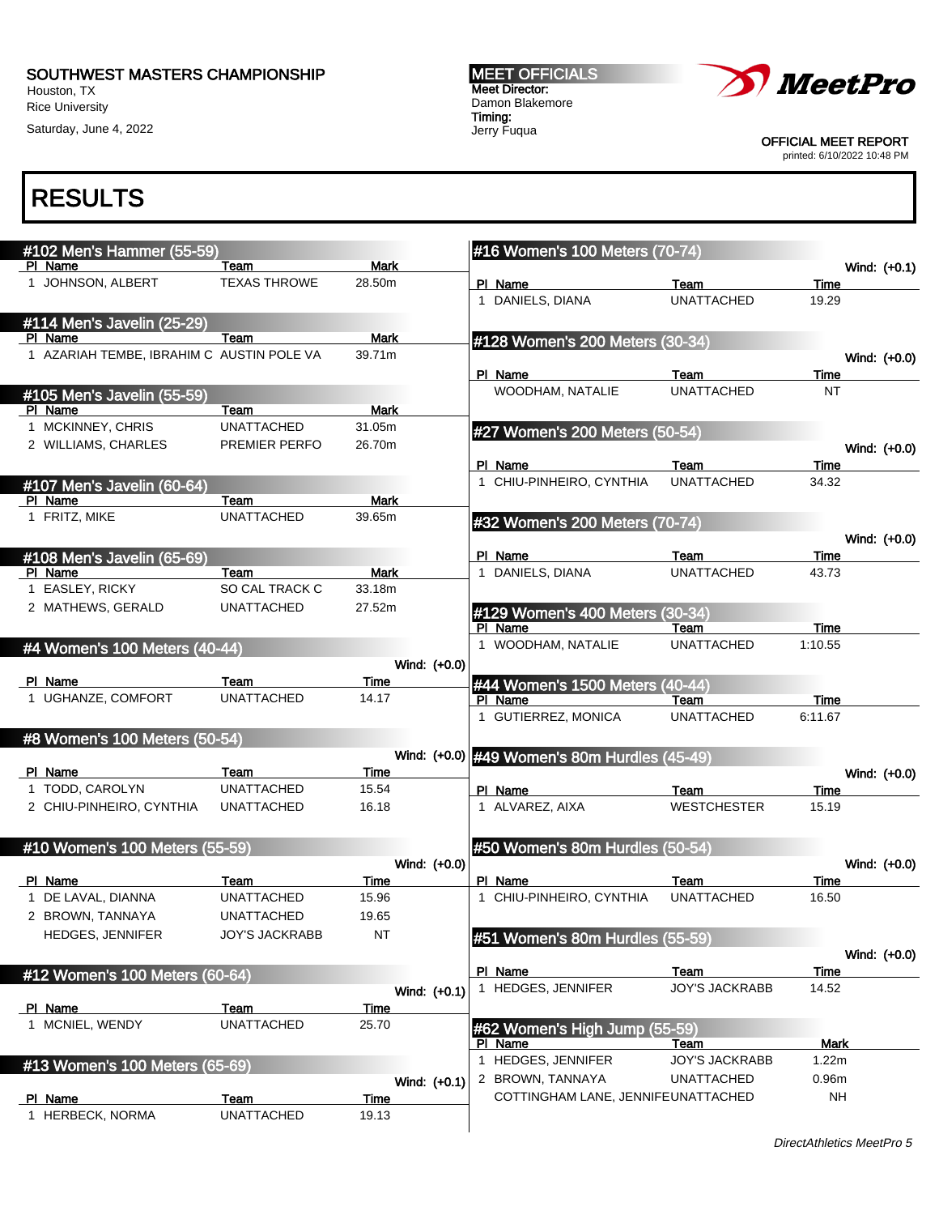SOUTHWEST MASTERS CHAMPIONSHIP
Houston, TX
Rice University
Saturday, June 4, 2022

MEET OFFICIALS
Meet Director:
Damon Blakemore
Timing:
Jerry Fuqua

OFFICIAL MEET REPORT
printed: 6/10/2022 10:48 PM

# RESULTS

## #102 Men's Hammer (55-59)

| Pl | Name | Team | Mark |
|---|---|---|---|
| 1 | JOHNSON, ALBERT | TEXAS THROWE | 28.50m |

## #114 Men's Javelin (25-29)

| Pl | Name | Team | Mark |
|---|---|---|---|
| 1 | AZARIAH TEMBE, IBRAHIM C | AUSTIN POLE VA | 39.71m |

## #105 Men's Javelin (55-59)

| Pl | Name | Team | Mark |
|---|---|---|---|
| 1 | MCKINNEY, CHRIS | UNATTACHED | 31.05m |
| 2 | WILLIAMS, CHARLES | PREMIER PERFO | 26.70m |

## #107 Men's Javelin (60-64)

| Pl | Name | Team | Mark |
|---|---|---|---|
| 1 | FRITZ, MIKE | UNATTACHED | 39.65m |

## #108 Men's Javelin (65-69)

| Pl | Name | Team | Mark |
|---|---|---|---|
| 1 | EASLEY, RICKY | SO CAL TRACK C | 33.18m |
| 2 | MATHEWS, GERALD | UNATTACHED | 27.52m |

## #4 Women's 100 Meters (40-44)

Wind: (+0.0)

| Pl | Name | Team | Time |
|---|---|---|---|
| 1 | UGHANZE, COMFORT | UNATTACHED | 14.17 |

## #8 Women's 100 Meters (50-54)

Wind: (+0.0)

| Pl | Name | Team | Time |
|---|---|---|---|
| 1 | TODD, CAROLYN | UNATTACHED | 15.54 |
| 2 | CHIU-PINHEIRO, CYNTHIA | UNATTACHED | 16.18 |

## #10 Women's 100 Meters (55-59)

Wind: (+0.0)

| Pl | Name | Team | Time |
|---|---|---|---|
| 1 | DE LAVAL, DIANNA | UNATTACHED | 15.96 |
| 2 | BROWN, TANNAYA | UNATTACHED | 19.65 |
| | HEDGES, JENNIFER | JOY'S JACKRABB | NT |

## #12 Women's 100 Meters (60-64)

Wind: (+0.1)

| Pl | Name | Team | Time |
|---|---|---|---|
| 1 | MCNIEL, WENDY | UNATTACHED | 25.70 |

## #13 Women's 100 Meters (65-69)

Wind: (+0.1)

| Pl | Name | Team | Time |
|---|---|---|---|
| 1 | HERBECK, NORMA | UNATTACHED | 19.13 |

## #16 Women's 100 Meters (70-74)

Wind: (+0.1)

| Pl | Name | Team | Time |
|---|---|---|---|
| 1 | DANIELS, DIANA | UNATTACHED | 19.29 |

## #128 Women's 200 Meters (30-34)

Wind: (+0.0)

| Pl | Name | Team | Time |
|---|---|---|---|
| | WOODHAM, NATALIE | UNATTACHED | NT |

## #27 Women's 200 Meters (50-54)

Wind: (+0.0)

| Pl | Name | Team | Time |
|---|---|---|---|
| 1 | CHIU-PINHEIRO, CYNTHIA | UNATTACHED | 34.32 |

## #32 Women's 200 Meters (70-74)

Wind: (+0.0)

| Pl | Name | Team | Time |
|---|---|---|---|
| 1 | DANIELS, DIANA | UNATTACHED | 43.73 |

## #129 Women's 400 Meters (30-34)

| Pl | Name | Team | Time |
|---|---|---|---|
| 1 | WOODHAM, NATALIE | UNATTACHED | 1:10.55 |

## #44 Women's 1500 Meters (40-44)

| Pl | Name | Team | Time |
|---|---|---|---|
| 1 | GUTIERREZ, MONICA | UNATTACHED | 6:11.67 |

## #49 Women's 80m Hurdles (45-49)

Wind: (+0.0)

| Pl | Name | Team | Time |
|---|---|---|---|
| 1 | ALVAREZ, AIXA | WESTCHESTER | 15.19 |

## #50 Women's 80m Hurdles (50-54)

Wind: (+0.0)

| Pl | Name | Team | Time |
|---|---|---|---|
| 1 | CHIU-PINHEIRO, CYNTHIA | UNATTACHED | 16.50 |

## #51 Women's 80m Hurdles (55-59)

Wind: (+0.0)

| Pl | Name | Team | Time |
|---|---|---|---|
| 1 | HEDGES, JENNIFER | JOY'S JACKRABB | 14.52 |

## #62 Women's High Jump (55-59)

| Pl | Name | Team | Mark |
|---|---|---|---|
| 1 | HEDGES, JENNIFER | JOY'S JACKRABB | 1.22m |
| 2 | BROWN, TANNAYA | UNATTACHED | 0.96m |
| | COTTINGHAM LANE, JENNIFE | UNATTACHED | NH |

*DirectAthletics MeetPro 5*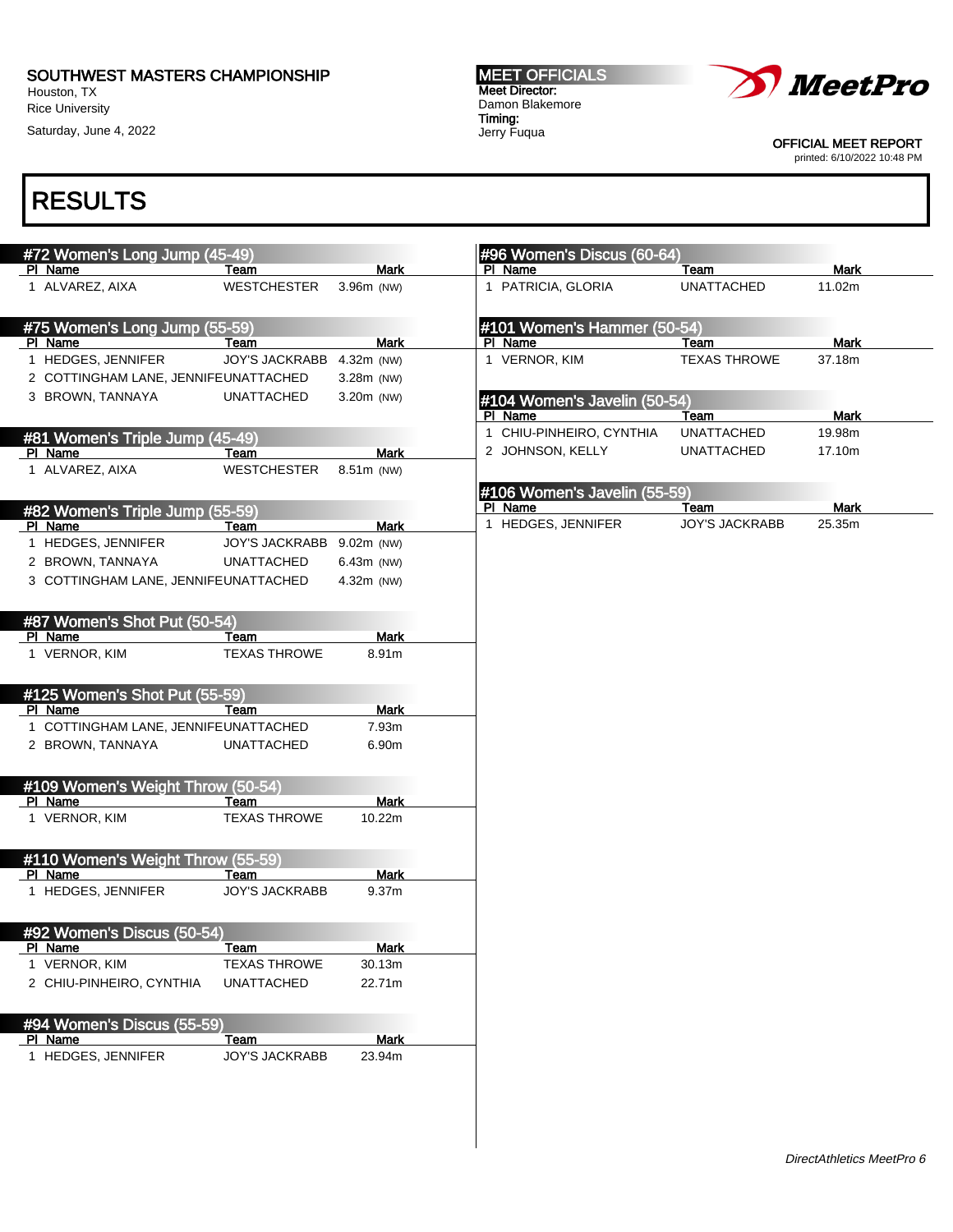SOUTHWEST MASTERS CHAMPIONSHIP
Houston, TX
Rice University
Saturday, June 4, 2022

MEET OFFICIALS
Meet Director:
Damon Blakemore
Timing:
Jerry Fuqua

OFFICIAL MEET REPORT
printed: 6/10/2022 10:48 PM

# RESULTS

### #72 Women's Long Jump (45-49)

| Pl | Name | Team | Mark |
|---|---|---|---|
| 1 | ALVAREZ, AIXA | WESTCHESTER | 3.96m (NW) |

### #75 Women's Long Jump (55-59)

| Pl | Name | Team | Mark |
|---|---|---|---|
| 1 | HEDGES, JENNIFER | JOY'S JACKRABB | 4.32m (NW) |
| 2 | COTTINGHAM LANE, JENNIFE | UNATTACHED | 3.28m (NW) |
| 3 | BROWN, TANNAYA | UNATTACHED | 3.20m (NW) |

### #81 Women's Triple Jump (45-49)

| Pl | Name | Team | Mark |
|---|---|---|---|
| 1 | ALVAREZ, AIXA | WESTCHESTER | 8.51m (NW) |

### #82 Women's Triple Jump (55-59)

| Pl | Name | Team | Mark |
|---|---|---|---|
| 1 | HEDGES, JENNIFER | JOY'S JACKRABB | 9.02m (NW) |
| 2 | BROWN, TANNAYA | UNATTACHED | 6.43m (NW) |
| 3 | COTTINGHAM LANE, JENNIFE | UNATTACHED | 4.32m (NW) |

### #87 Women's Shot Put (50-54)

| Pl | Name | Team | Mark |
|---|---|---|---|
| 1 | VERNOR, KIM | TEXAS THROWE | 8.91m |

### #125 Women's Shot Put (55-59)

| Pl | Name | Team | Mark |
|---|---|---|---|
| 1 | COTTINGHAM LANE, JENNIFE | UNATTACHED | 7.93m |
| 2 | BROWN, TANNAYA | UNATTACHED | 6.90m |

### #109 Women's Weight Throw (50-54)

| Pl | Name | Team | Mark |
|---|---|---|---|
| 1 | VERNOR, KIM | TEXAS THROWE | 10.22m |

### #110 Women's Weight Throw (55-59)

| Pl | Name | Team | Mark |
|---|---|---|---|
| 1 | HEDGES, JENNIFER | JOY'S JACKRABB | 9.37m |

### #92 Women's Discus (50-54)

| Pl | Name | Team | Mark |
|---|---|---|---|
| 1 | VERNOR, KIM | TEXAS THROWE | 30.13m |
| 2 | CHIU-PINHEIRO, CYNTHIA | UNATTACHED | 22.71m |

### #94 Women's Discus (55-59)

| Pl | Name | Team | Mark |
|---|---|---|---|
| 1 | HEDGES, JENNIFER | JOY'S JACKRABB | 23.94m |

### #96 Women's Discus (60-64)

| Pl | Name | Team | Mark |
|---|---|---|---|
| 1 | PATRICIA, GLORIA | UNATTACHED | 11.02m |

### #101 Women's Hammer (50-54)

| Pl | Name | Team | Mark |
|---|---|---|---|
| 1 | VERNOR, KIM | TEXAS THROWE | 37.18m |

### #104 Women's Javelin (50-54)

| Pl | Name | Team | Mark |
|---|---|---|---|
| 1 | CHIU-PINHEIRO, CYNTHIA | UNATTACHED | 19.98m |
| 2 | JOHNSON, KELLY | UNATTACHED | 17.10m |

### #106 Women's Javelin (55-59)

| Pl | Name | Team | Mark |
|---|---|---|---|
| 1 | HEDGES, JENNIFER | JOY'S JACKRABB | 25.35m |